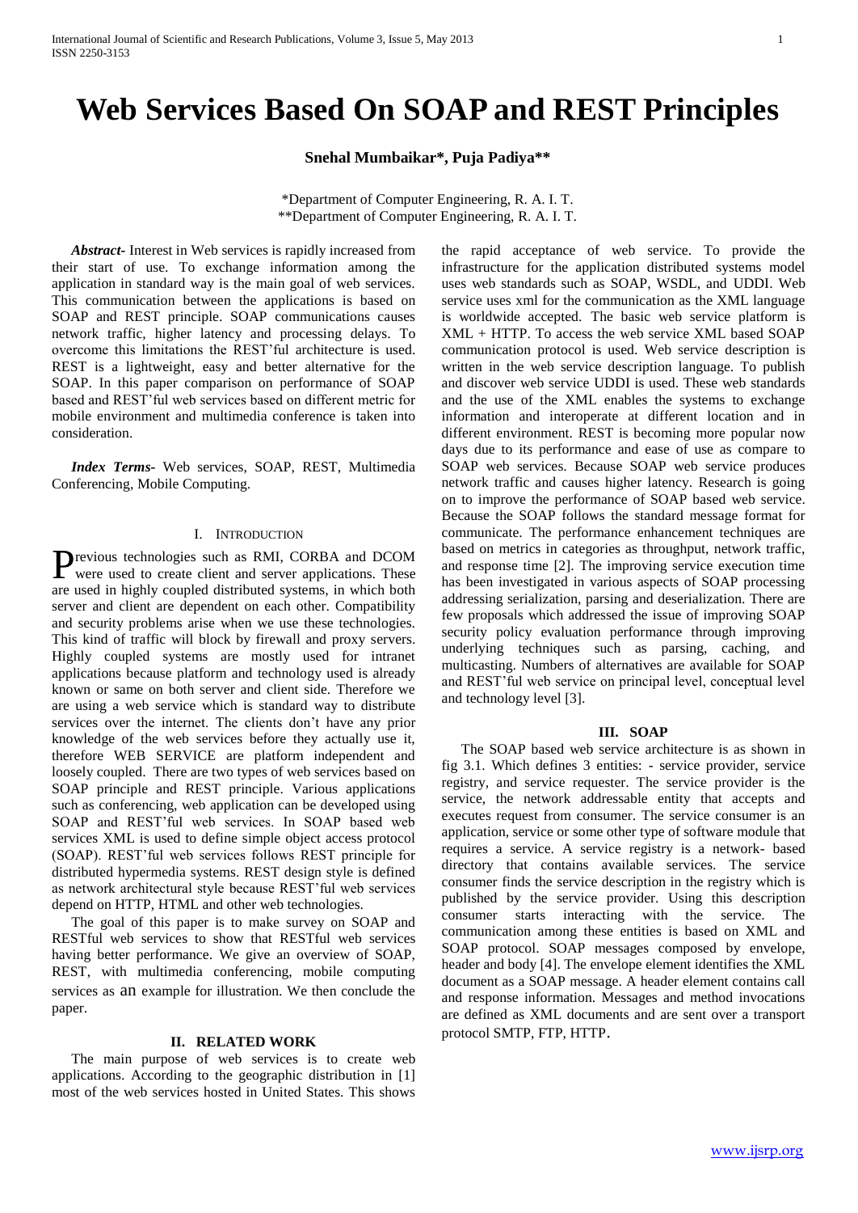# Web Services Based On SOAP and REST Principles

**Snehal Mumbaikar\*, Puja Padiya\*\***

\*Department of Computer Engineering, R. A. I. T.
\*\*Department of Computer Engineering, R. A. I. T.

***Abstract-*** Interest in Web services is rapidly increased from their start of use. To exchange information among the application in standard way is the main goal of web services. This communication between the applications is based on SOAP and REST principle. SOAP communications causes network traffic, higher latency and processing delays. To overcome this limitations the REST'ful architecture is used. REST is a lightweight, easy and better alternative for the SOAP. In this paper comparison on performance of SOAP based and REST'ful web services based on different metric for mobile environment and multimedia conference is taken into consideration.

***Index Terms-*** Web services, SOAP, REST, Multimedia Conferencing, Mobile Computing.

## I. Introduction

Previous technologies such as RMI, CORBA and DCOM were used to create client and server applications. These are used in highly coupled distributed systems, in which both server and client are dependent on each other. Compatibility and security problems arise when we use these technologies. This kind of traffic will block by firewall and proxy servers. Highly coupled systems are mostly used for intranet applications because platform and technology used is already known or same on both server and client side. Therefore we are using a web service which is standard way to distribute services over the internet. The clients don't have any prior knowledge of the web services before they actually use it, therefore WEB SERVICE are platform independent and loosely coupled. There are two types of web services based on SOAP principle and REST principle. Various applications such as conferencing, web application can be developed using SOAP and REST'ful web services. In SOAP based web services XML is used to define simple object access protocol (SOAP). REST'ful web services follows REST principle for distributed hypermedia systems. REST design style is defined as network architectural style because REST'ful web services depend on HTTP, HTML and other web technologies.

The goal of this paper is to make survey on SOAP and RESTful web services to show that RESTful web services having better performance. We give an overview of SOAP, REST, with multimedia conferencing, mobile computing services as an example for illustration. We then conclude the paper.

## II. Related Work

The main purpose of web services is to create web applications. According to the geographic distribution in [1] most of the web services hosted in United States. This shows the rapid acceptance of web service. To provide the infrastructure for the application distributed systems model uses web standards such as SOAP, WSDL, and UDDI. Web service uses xml for the communication as the XML language is worldwide accepted. The basic web service platform is XML + HTTP. To access the web service XML based SOAP communication protocol is used. Web service description is written in the web service description language. To publish and discover web service UDDI is used. These web standards and the use of the XML enables the systems to exchange information and interoperate at different location and in different environment. REST is becoming more popular now days due to its performance and ease of use as compare to SOAP web services. Because SOAP web service produces network traffic and causes higher latency. Research is going on to improve the performance of SOAP based web service. Because the SOAP follows the standard message format for communicate. The performance enhancement techniques are based on metrics in categories as throughput, network traffic, and response time [2]. The improving service execution time has been investigated in various aspects of SOAP processing addressing serialization, parsing and deserialization. There are few proposals which addressed the issue of improving SOAP security policy evaluation performance through improving underlying techniques such as parsing, caching, and multicasting. Numbers of alternatives are available for SOAP and REST'ful web service on principal level, conceptual level and technology level [3].

## III. SOAP

The SOAP based web service architecture is as shown in fig 3.1. Which defines 3 entities: - service provider, service registry, and service requester. The service provider is the service, the network addressable entity that accepts and executes request from consumer. The service consumer is an application, service or some other type of software module that requires a service. A service registry is a network- based directory that contains available services. The service consumer finds the service description in the registry which is published by the service provider. Using this description consumer starts interacting with the service. The communication among these entities is based on XML and SOAP protocol. SOAP messages composed by envelope, header and body [4]. The envelope element identifies the XML document as a SOAP message. A header element contains call and response information. Messages and method invocations are defined as XML documents and are sent over a transport protocol SMTP, FTP, HTTP.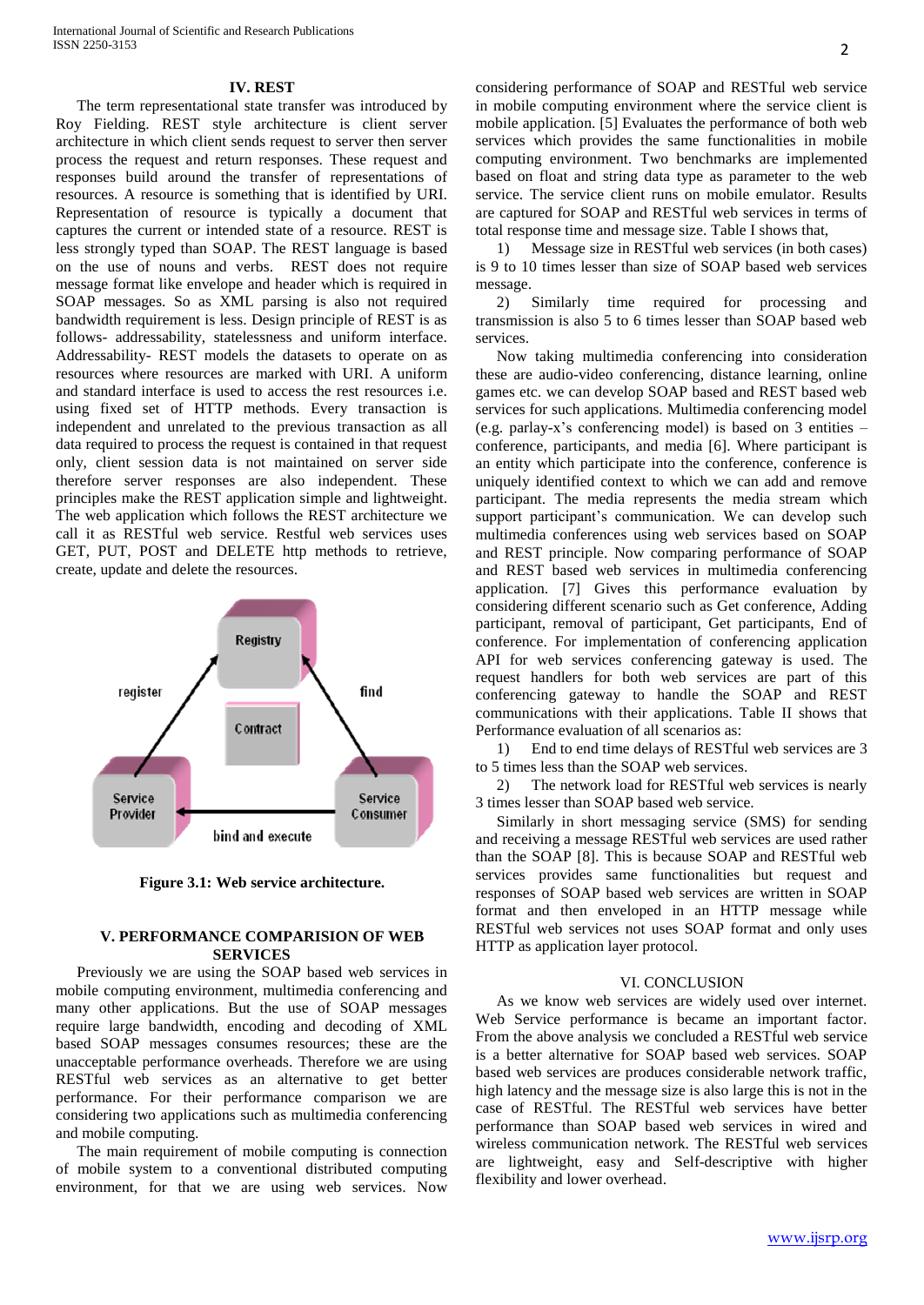## IV. REST

The term representational state transfer was introduced by Roy Fielding. REST style architecture is client server architecture in which client sends request to server then server process the request and return responses. These request and responses build around the transfer of representations of resources. A resource is something that is identified by URI. Representation of resource is typically a document that captures the current or intended state of a resource. REST is less strongly typed than SOAP. The REST language is based on the use of nouns and verbs. REST does not require message format like envelope and header which is required in SOAP messages. So as XML parsing is also not required bandwidth requirement is less. Design principle of REST is as follows- addressability, statelessness and uniform interface. Addressability- REST models the datasets to operate on as resources where resources are marked with URI. A uniform and standard interface is used to access the rest resources i.e. using fixed set of HTTP methods. Every transaction is independent and unrelated to the previous transaction as all data required to process the request is contained in that request only, client session data is not maintained on server side therefore server responses are also independent. These principles make the REST application simple and lightweight. The web application which follows the REST architecture we call it as RESTful web service. Restful web services uses GET, PUT, POST and DELETE http methods to retrieve, create, update and delete the resources.

**Figure 3.1: Web service architecture.**

## V. PERFORMANCE COMPARISION OF WEB SERVICES

Previously we are using the SOAP based web services in mobile computing environment, multimedia conferencing and many other applications. But the use of SOAP messages require large bandwidth, encoding and decoding of XML based SOAP messages consumes resources; these are the unacceptable performance overheads. Therefore we are using RESTful web services as an alternative to get better performance. For their performance comparison we are considering two applications such as multimedia conferencing and mobile computing.

The main requirement of mobile computing is connection of mobile system to a conventional distributed computing environment, for that we are using web services. Now considering performance of SOAP and RESTful web service in mobile computing environment where the service client is mobile application. [5] Evaluates the performance of both web services which provides the same functionalities in mobile computing environment. Two benchmarks are implemented based on float and string data type as parameter to the web service. The service client runs on mobile emulator. Results are captured for SOAP and RESTful web services in terms of total response time and message size. Table I shows that,

1) Message size in RESTful web services (in both cases) is 9 to 10 times lesser than size of SOAP based web services message.

2) Similarly time required for processing and transmission is also 5 to 6 times lesser than SOAP based web services.

Now taking multimedia conferencing into consideration these are audio-video conferencing, distance learning, online games etc. we can develop SOAP based and REST based web services for such applications. Multimedia conferencing model (e.g. parlay-x's conferencing model) is based on 3 entities – conference, participants, and media [6]. Where participant is an entity which participate into the conference, conference is uniquely identified context to which we can add and remove participant. The media represents the media stream which support participant's communication. We can develop such multimedia conferences using web services based on SOAP and REST principle. Now comparing performance of SOAP and REST based web services in multimedia conferencing application. [7] Gives this performance evaluation by considering different scenario such as Get conference, Adding participant, removal of participant, Get participants, End of conference. For implementation of conferencing application API for web services conferencing gateway is used. The request handlers for both web services are part of this conferencing gateway to handle the SOAP and REST communications with their applications. Table II shows that Performance evaluation of all scenarios as:

1) End to end time delays of RESTful web services are 3 to 5 times less than the SOAP web services.

2) The network load for RESTful web services is nearly 3 times lesser than SOAP based web service.

Similarly in short messaging service (SMS) for sending and receiving a message RESTful web services are used rather than the SOAP [8]. This is because SOAP and RESTful web services provides same functionalities but request and responses of SOAP based web services are written in SOAP format and then enveloped in an HTTP message while RESTful web services not uses SOAP format and only uses HTTP as application layer protocol.

## VI. CONCLUSION

As we know web services are widely used over internet. Web Service performance is became an important factor. From the above analysis we concluded a RESTful web service is a better alternative for SOAP based web services. SOAP based web services are produces considerable network traffic, high latency and the message size is also large this is not in the case of RESTful. The RESTful web services have better performance than SOAP based web services in wired and wireless communication network. The RESTful web services are lightweight, easy and Self-descriptive with higher flexibility and lower overhead.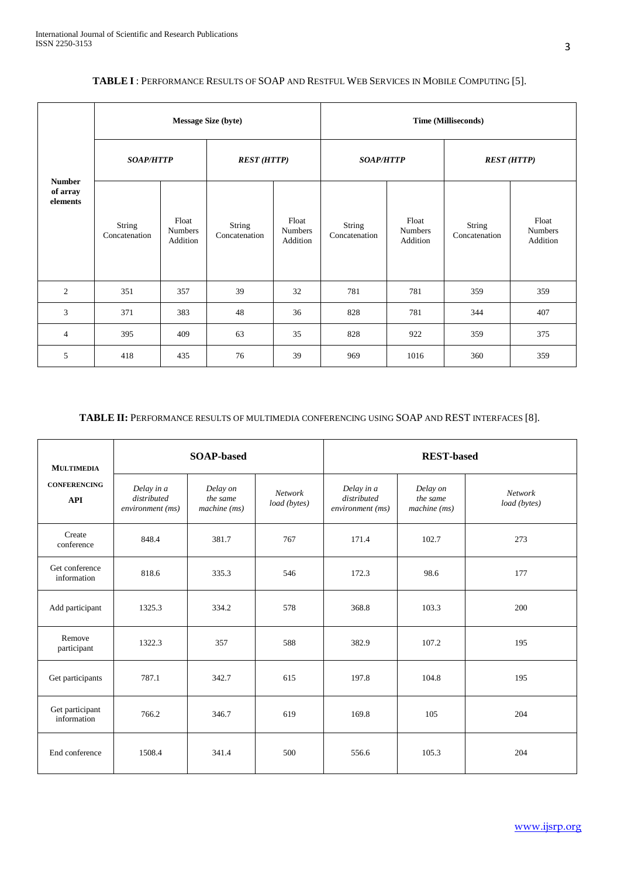**TABLE I** : PERFORMANCE RESULTS OF SOAP AND RESTFUL WEB SERVICES IN MOBILE COMPUTING [5].

| **Number of array elements** | **Message Size (byte)** | | | | **Time (Milliseconds)** | | | |
|---|---|---|---|---|---|---|---|---|
| | ***SOAP/HTTP*** | | ***REST (HTTP)*** | | ***SOAP/HTTP*** | | ***REST (HTTP)*** | |
| | String Concatenation | Float Numbers Addition | String Concatenation | Float Numbers Addition | String Concatenation | Float Numbers Addition | String Concatenation | Float Numbers Addition |
| 2 | 351 | 357 | 39 | 32 | 781 | 781 | 359 | 359 |
| 3 | 371 | 383 | 48 | 36 | 828 | 781 | 344 | 407 |
| 4 | 395 | 409 | 63 | 35 | 828 | 922 | 359 | 375 |
| 5 | 418 | 435 | 76 | 39 | 969 | 1016 | 360 | 359 |

**TABLE II:** PERFORMANCE RESULTS OF MULTIMEDIA CONFERENCING USING SOAP AND REST INTERFACES [8].

| **MULTIMEDIA CONFERENCING API** | **SOAP-based** | | | **REST-based** | | |
|---|---|---|---|---|---|---|
| | *Delay in a distributed environment (ms)* | *Delay on the same machine (ms)* | *Network load (bytes)* | *Delay in a distributed environment (ms)* | *Delay on the same machine (ms)* | *Network load (bytes)* |
| Create conference | 848.4 | 381.7 | 767 | 171.4 | 102.7 | 273 |
| Get conference information | 818.6 | 335.3 | 546 | 172.3 | 98.6 | 177 |
| Add participant | 1325.3 | 334.2 | 578 | 368.8 | 103.3 | 200 |
| Remove participant | 1322.3 | 357 | 588 | 382.9 | 107.2 | 195 |
| Get participants | 787.1 | 342.7 | 615 | 197.8 | 104.8 | 195 |
| Get participant information | 766.2 | 346.7 | 619 | 169.8 | 105 | 204 |
| End conference | 1508.4 | 341.4 | 500 | 556.6 | 105.3 | 204 |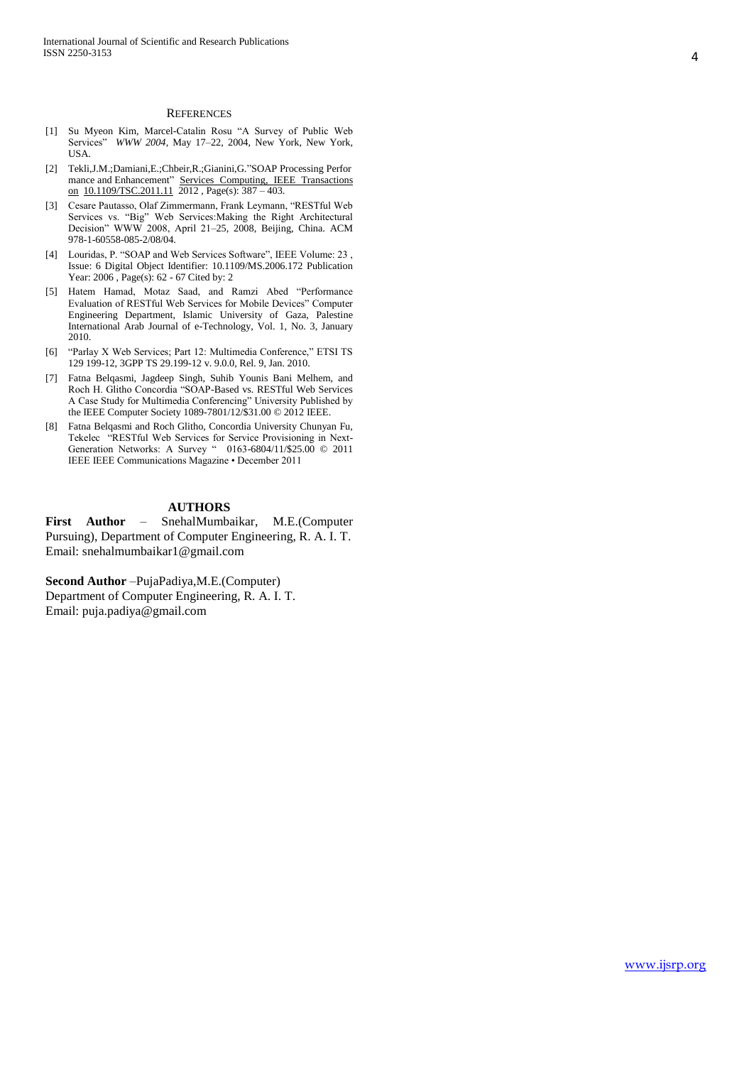## REFERENCES

[1] Su Myeon Kim, Marcel-Catalin Rosu "A Survey of Public Web Services" *WWW 2004*, May 17–22, 2004, New York, New York, USA.

[2] Tekli,J.M.;Damiani,E.;Chbeir,R.;Gianini,G."SOAP Processing Perfor mance and Enhancement" Services Computing, IEEE Transactions on 10.1109/TSC.2011.11 2012 , Page(s): 387 – 403.

[3] Cesare Pautasso, Olaf Zimmermann, Frank Leymann, "RESTful Web Services vs. "Big" Web Services:Making the Right Architectural Decision" WWW 2008, April 21–25, 2008, Beijing, China. ACM 978-1-60558-085-2/08/04.

[4] Louridas, P. "SOAP and Web Services Software", IEEE Volume: 23 , Issue: 6 Digital Object Identifier: 10.1109/MS.2006.172 Publication Year: 2006 , Page(s): 62 - 67 Cited by: 2

[5] Hatem Hamad, Motaz Saad, and Ramzi Abed "Performance Evaluation of RESTful Web Services for Mobile Devices" Computer Engineering Department, Islamic University of Gaza, Palestine International Arab Journal of e-Technology, Vol. 1, No. 3, January 2010.

[6] "Parlay X Web Services; Part 12: Multimedia Conference," ETSI TS 129 199-12, 3GPP TS 29.199-12 v. 9.0.0, Rel. 9, Jan. 2010.

[7] Fatna Belqasmi, Jagdeep Singh, Suhib Younis Bani Melhem, and Roch H. Glitho Concordia "SOAP-Based vs. RESTful Web Services A Case Study for Multimedia Conferencing" University Published by the IEEE Computer Society 1089-7801/12/$31.00 © 2012 IEEE.

[8] Fatna Belqasmi and Roch Glitho, Concordia University Chunyan Fu, Tekelec "RESTful Web Services for Service Provisioning in Next-Generation Networks: A Survey " 0163-6804/11/$25.00 © 2011 IEEE IEEE Communications Magazine • December 2011

## AUTHORS

**First Author** – SnehalMumbaikar, M.E.(Computer Pursuing), Department of Computer Engineering, R. A. I. T. Email: snehalmumbaikar1@gmail.com

**Second Author** –PujaPadiya,M.E.(Computer) Department of Computer Engineering, R. A. I. T. Email: puja.padiya@gmail.com